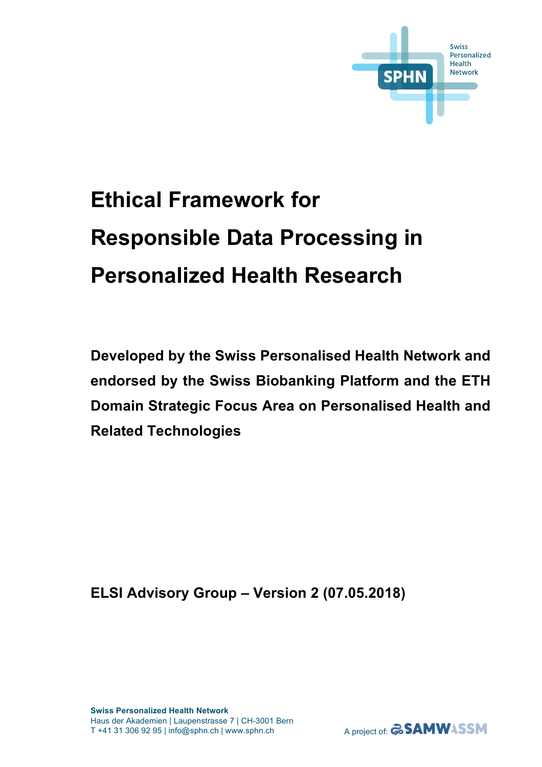Swiss Personalized Health Network

# Ethical Framework for Responsible Data Processing in Personalized Health Research

**Developed by the Swiss Personalised Health Network and endorsed by the Swiss Biobanking Platform and the ETH Domain Strategic Focus Area on Personalised Health and Related Technologies**

**ELSI Advisory Group – Version 2 (07.05.2018)**

**Swiss Personalized Health Network**
Haus der Akademien | Laupenstrasse 7 | CH-3001 Bern
T +41 31 306 92 95 | info@sphn.ch | www.sphn.ch

A project of: SAMW ASSM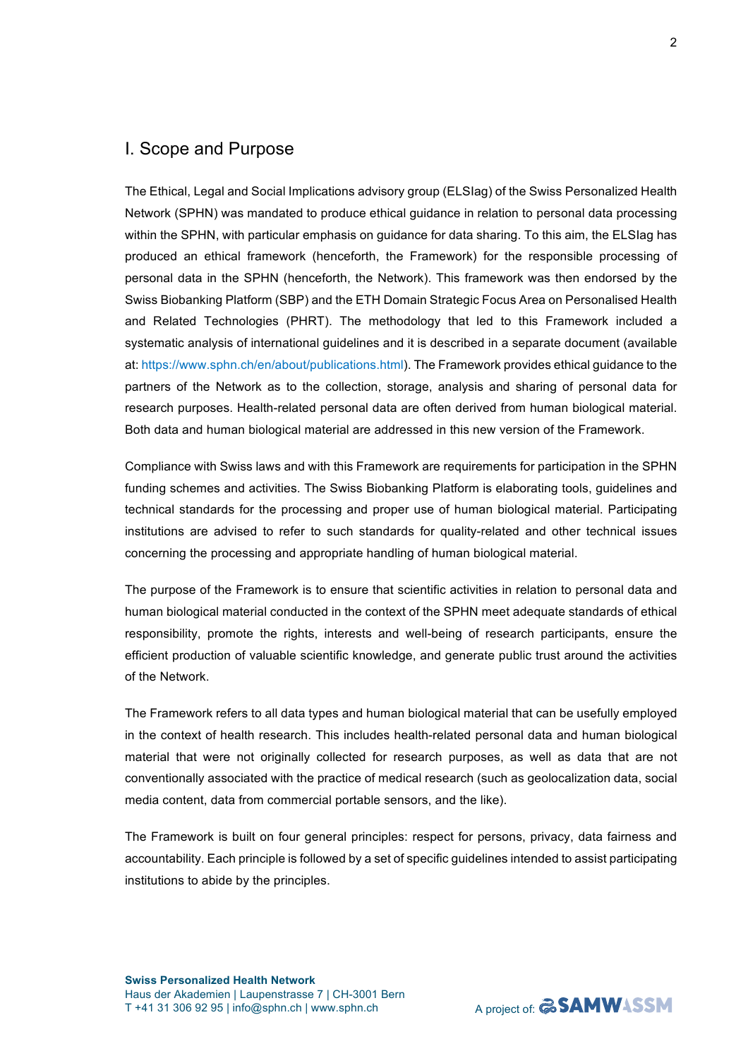## I. Scope and Purpose

The Ethical, Legal and Social Implications advisory group (ELSIag) of the Swiss Personalized Health Network (SPHN) was mandated to produce ethical guidance in relation to personal data processing within the SPHN, with particular emphasis on guidance for data sharing. To this aim, the ELSIag has produced an ethical framework (henceforth, the Framework) for the responsible processing of personal data in the SPHN (henceforth, the Network). This framework was then endorsed by the Swiss Biobanking Platform (SBP) and the ETH Domain Strategic Focus Area on Personalised Health and Related Technologies (PHRT). The methodology that led to this Framework included a systematic analysis of international guidelines and it is described in a separate document (available at: https://www.sphn.ch/en/about/publications.html). The Framework provides ethical guidance to the partners of the Network as to the collection, storage, analysis and sharing of personal data for research purposes. Health-related personal data are often derived from human biological material. Both data and human biological material are addressed in this new version of the Framework.

Compliance with Swiss laws and with this Framework are requirements for participation in the SPHN funding schemes and activities. The Swiss Biobanking Platform is elaborating tools, guidelines and technical standards for the processing and proper use of human biological material. Participating institutions are advised to refer to such standards for quality-related and other technical issues concerning the processing and appropriate handling of human biological material.

The purpose of the Framework is to ensure that scientific activities in relation to personal data and human biological material conducted in the context of the SPHN meet adequate standards of ethical responsibility, promote the rights, interests and well-being of research participants, ensure the efficient production of valuable scientific knowledge, and generate public trust around the activities of the Network.

The Framework refers to all data types and human biological material that can be usefully employed in the context of health research. This includes health-related personal data and human biological material that were not originally collected for research purposes, as well as data that are not conventionally associated with the practice of medical research (such as geolocalization data, social media content, data from commercial portable sensors, and the like).

The Framework is built on four general principles: respect for persons, privacy, data fairness and accountability. Each principle is followed by a set of specific guidelines intended to assist participating institutions to abide by the principles.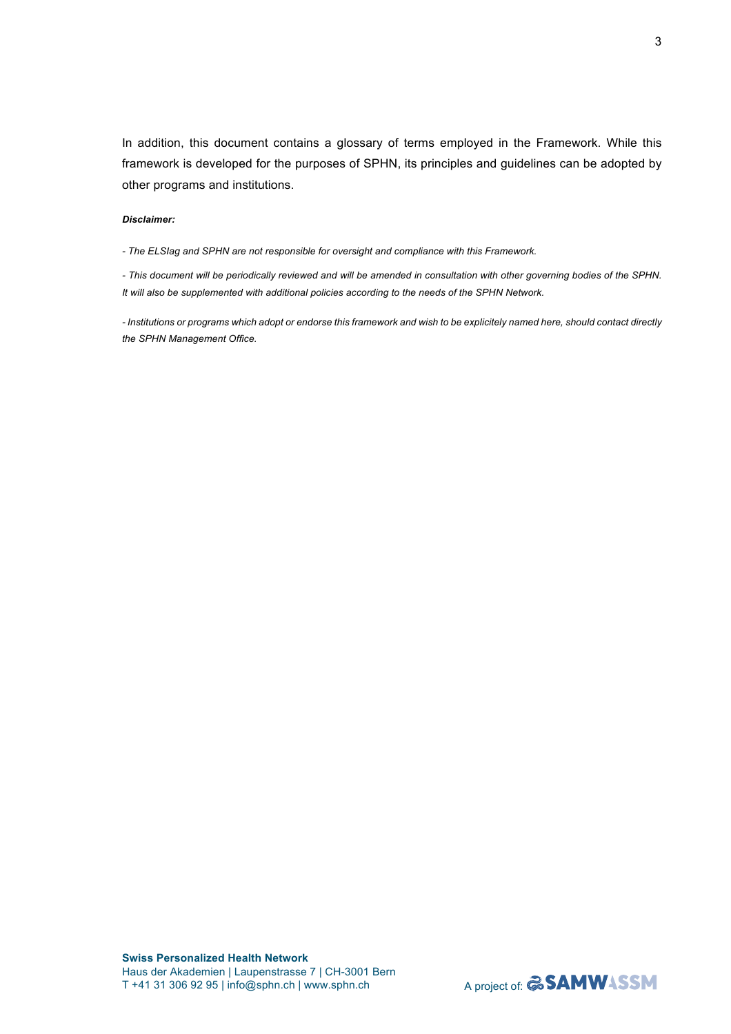In addition, this document contains a glossary of terms employed in the Framework. While this framework is developed for the purposes of SPHN, its principles and guidelines can be adopted by other programs and institutions.

***Disclaimer:***

*- The ELSIag and SPHN are not responsible for oversight and compliance with this Framework.*

*- This document will be periodically reviewed and will be amended in consultation with other governing bodies of the SPHN. It will also be supplemented with additional policies according to the needs of the SPHN Network.*

*- Institutions or programs which adopt or endorse this framework and wish to be explicitely named here, should contact directly the SPHN Management Office.*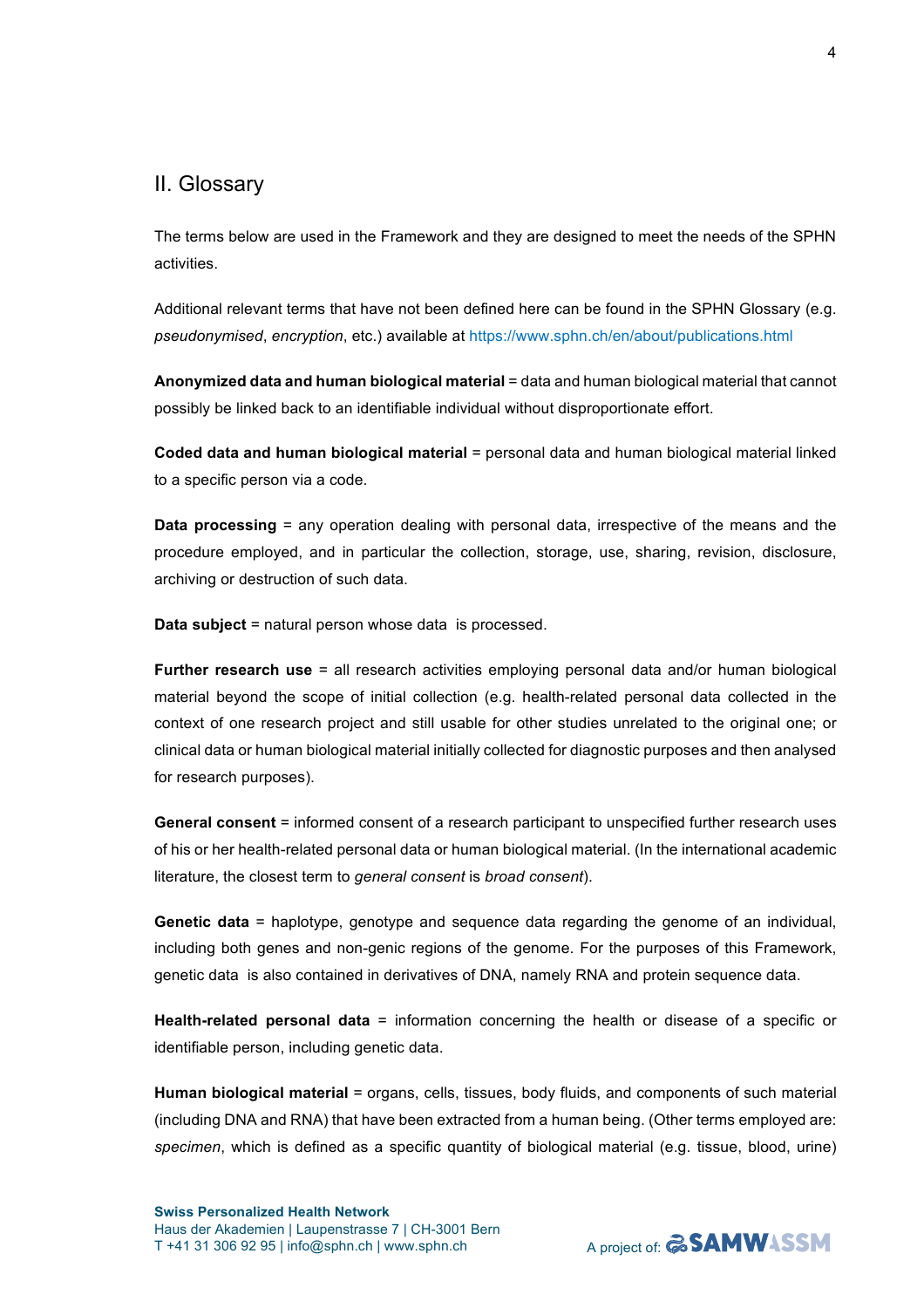## II. Glossary

The terms below are used in the Framework and they are designed to meet the needs of the SPHN activities.

Additional relevant terms that have not been defined here can be found in the SPHN Glossary (e.g. *pseudonymised*, *encryption*, etc.) available at https://www.sphn.ch/en/about/publications.html

**Anonymized data and human biological material** = data and human biological material that cannot possibly be linked back to an identifiable individual without disproportionate effort.

**Coded data and human biological material** = personal data and human biological material linked to a specific person via a code.

**Data processing** = any operation dealing with personal data, irrespective of the means and the procedure employed, and in particular the collection, storage, use, sharing, revision, disclosure, archiving or destruction of such data.

**Data subject** = natural person whose data is processed.

**Further research use** = all research activities employing personal data and/or human biological material beyond the scope of initial collection (e.g. health-related personal data collected in the context of one research project and still usable for other studies unrelated to the original one; or clinical data or human biological material initially collected for diagnostic purposes and then analysed for research purposes).

**General consent** = informed consent of a research participant to unspecified further research uses of his or her health-related personal data or human biological material. (In the international academic literature, the closest term to *general consent* is *broad consent*).

**Genetic data** = haplotype, genotype and sequence data regarding the genome of an individual, including both genes and non-genic regions of the genome. For the purposes of this Framework, genetic data is also contained in derivatives of DNA, namely RNA and protein sequence data.

**Health-related personal data** = information concerning the health or disease of a specific or identifiable person, including genetic data.

**Human biological material** = organs, cells, tissues, body fluids, and components of such material (including DNA and RNA) that have been extracted from a human being. (Other terms employed are: *specimen*, which is defined as a specific quantity of biological material (e.g. tissue, blood, urine)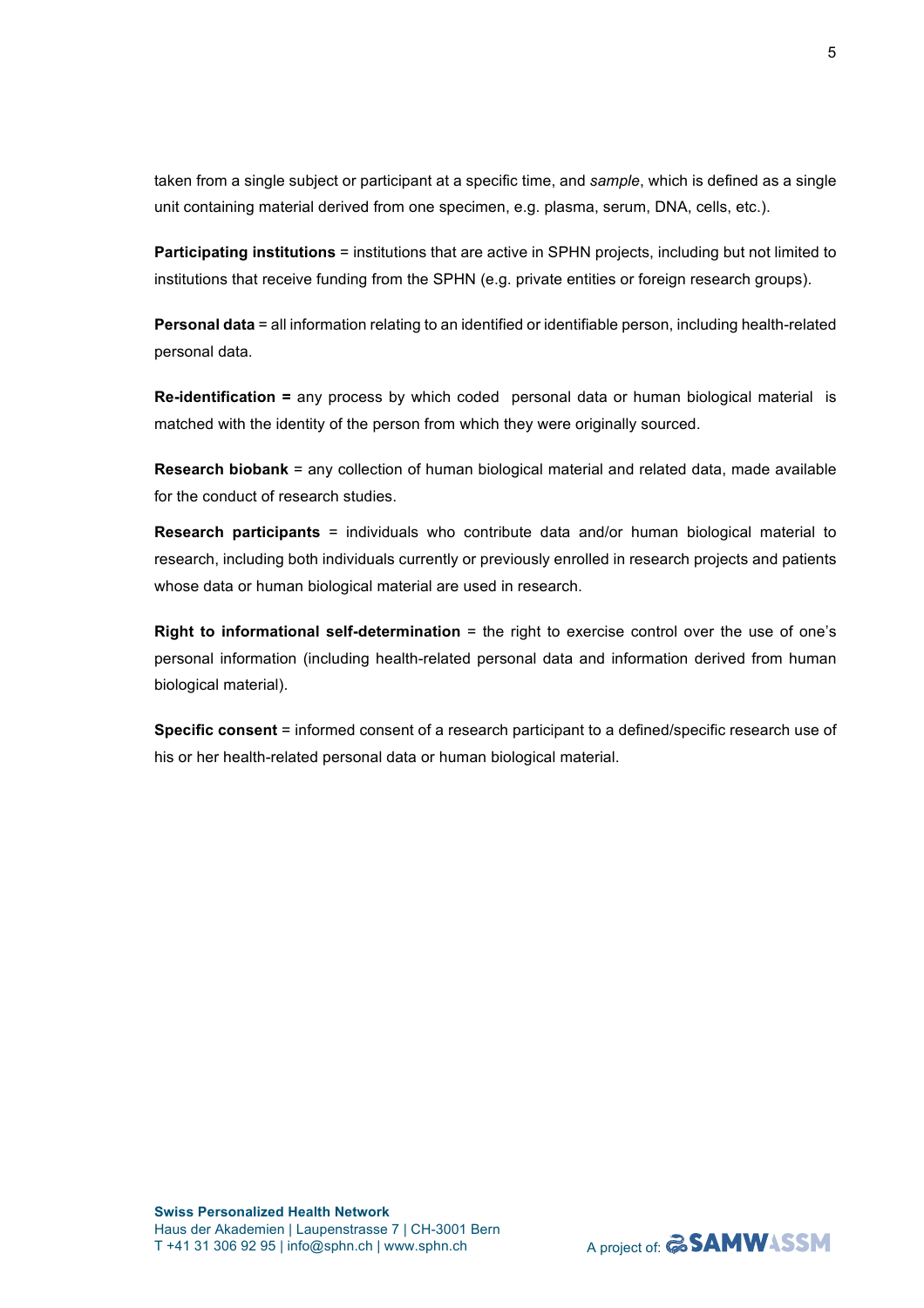taken from a single subject or participant at a specific time, and *sample*, which is defined as a single unit containing material derived from one specimen, e.g. plasma, serum, DNA, cells, etc.).

**Participating institutions** = institutions that are active in SPHN projects, including but not limited to institutions that receive funding from the SPHN (e.g. private entities or foreign research groups).

**Personal data** = all information relating to an identified or identifiable person, including health-related personal data.

**Re-identification =** any process by which coded personal data or human biological material is matched with the identity of the person from which they were originally sourced.

**Research biobank** = any collection of human biological material and related data, made available for the conduct of research studies.

**Research participants** = individuals who contribute data and/or human biological material to research, including both individuals currently or previously enrolled in research projects and patients whose data or human biological material are used in research.

**Right to informational self-determination** = the right to exercise control over the use of one's personal information (including health-related personal data and information derived from human biological material).

**Specific consent** = informed consent of a research participant to a defined/specific research use of his or her health-related personal data or human biological material.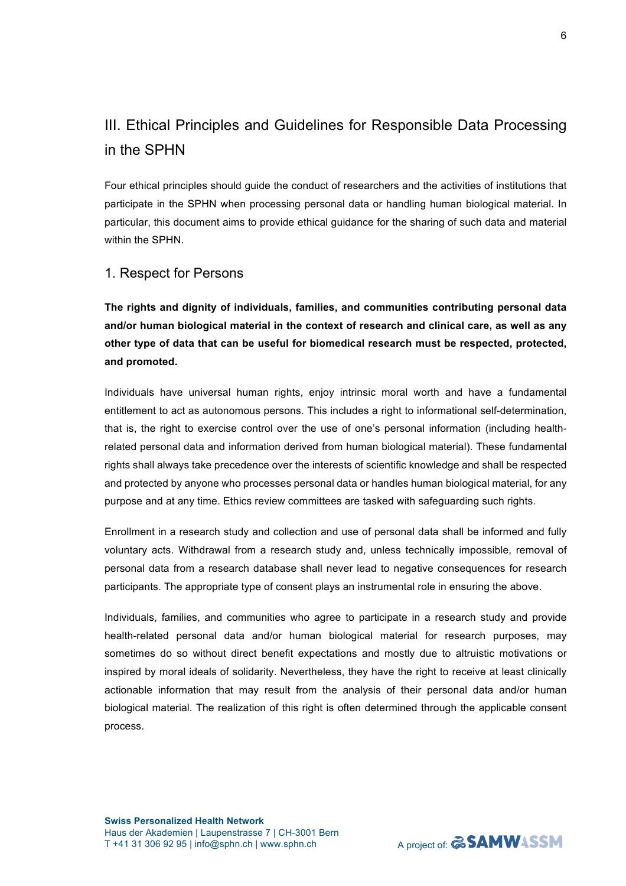## III. Ethical Principles and Guidelines for Responsible Data Processing in the SPHN

Four ethical principles should guide the conduct of researchers and the activities of institutions that participate in the SPHN when processing personal data or handling human biological material. In particular, this document aims to provide ethical guidance for the sharing of such data and material within the SPHN.

### 1. Respect for Persons

**The rights and dignity of individuals, families, and communities contributing personal data and/or human biological material in the context of research and clinical care, as well as any other type of data that can be useful for biomedical research must be respected, protected, and promoted.**

Individuals have universal human rights, enjoy intrinsic moral worth and have a fundamental entitlement to act as autonomous persons. This includes a right to informational self-determination, that is, the right to exercise control over the use of one's personal information (including health-related personal data and information derived from human biological material). These fundamental rights shall always take precedence over the interests of scientific knowledge and shall be respected and protected by anyone who processes personal data or handles human biological material, for any purpose and at any time. Ethics review committees are tasked with safeguarding such rights.

Enrollment in a research study and collection and use of personal data shall be informed and fully voluntary acts. Withdrawal from a research study and, unless technically impossible, removal of personal data from a research database shall never lead to negative consequences for research participants. The appropriate type of consent plays an instrumental role in ensuring the above.

Individuals, families, and communities who agree to participate in a research study and provide health-related personal data and/or human biological material for research purposes, may sometimes do so without direct benefit expectations and mostly due to altruistic motivations or inspired by moral ideals of solidarity. Nevertheless, they have the right to receive at least clinically actionable information that may result from the analysis of their personal data and/or human biological material. The realization of this right is often determined through the applicable consent process.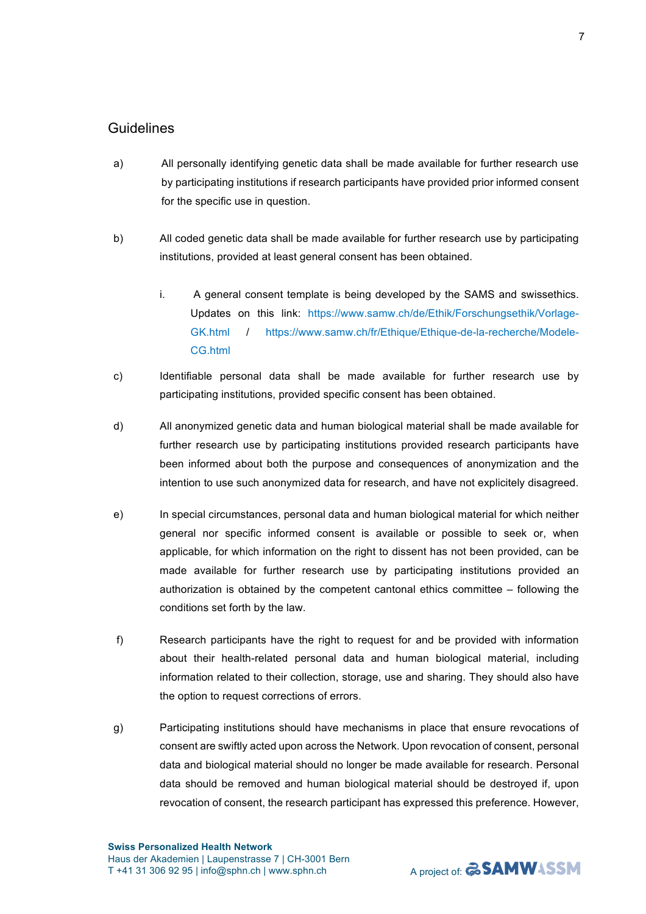## Guidelines

a) All personally identifying genetic data shall be made available for further research use by participating institutions if research participants have provided prior informed consent for the specific use in question.

b) All coded genetic data shall be made available for further research use by participating institutions, provided at least general consent has been obtained.

   i. A general consent template is being developed by the SAMS and swissethics. Updates on this link: https://www.samw.ch/de/Ethik/Forschungsethik/Vorlage-GK.html / https://www.samw.ch/fr/Ethique/Ethique-de-la-recherche/Modele-CG.html

c) Identifiable personal data shall be made available for further research use by participating institutions, provided specific consent has been obtained.

d) All anonymized genetic data and human biological material shall be made available for further research use by participating institutions provided research participants have been informed about both the purpose and consequences of anonymization and the intention to use such anonymized data for research, and have not explicitely disagreed.

e) In special circumstances, personal data and human biological material for which neither general nor specific informed consent is available or possible to seek or, when applicable, for which information on the right to dissent has not been provided, can be made available for further research use by participating institutions provided an authorization is obtained by the competent cantonal ethics committee – following the conditions set forth by the law.

f) Research participants have the right to request for and be provided with information about their health-related personal data and human biological material, including information related to their collection, storage, use and sharing. They should also have the option to request corrections of errors.

g) Participating institutions should have mechanisms in place that ensure revocations of consent are swiftly acted upon across the Network. Upon revocation of consent, personal data and biological material should no longer be made available for research. Personal data should be removed and human biological material should be destroyed if, upon revocation of consent, the research participant has expressed this preference. However,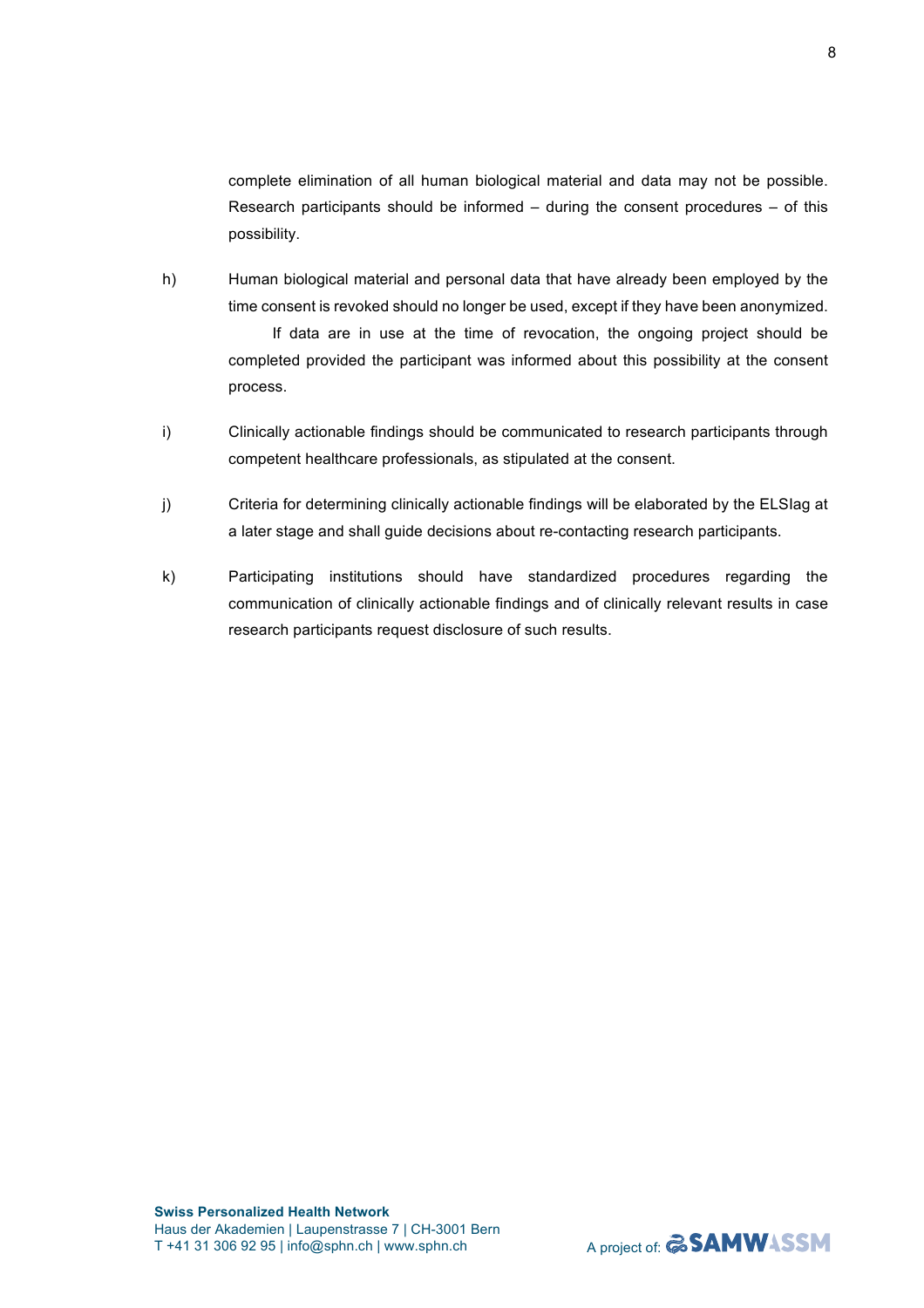complete elimination of all human biological material and data may not be possible. Research participants should be informed – during the consent procedures – of this possibility.

h) Human biological material and personal data that have already been employed by the time consent is revoked should no longer be used, except if they have been anonymized.

If data are in use at the time of revocation, the ongoing project should be completed provided the participant was informed about this possibility at the consent process.

i) Clinically actionable findings should be communicated to research participants through competent healthcare professionals, as stipulated at the consent.

j) Criteria for determining clinically actionable findings will be elaborated by the ELSIag at a later stage and shall guide decisions about re-contacting research participants.

k) Participating institutions should have standardized procedures regarding the communication of clinically actionable findings and of clinically relevant results in case research participants request disclosure of such results.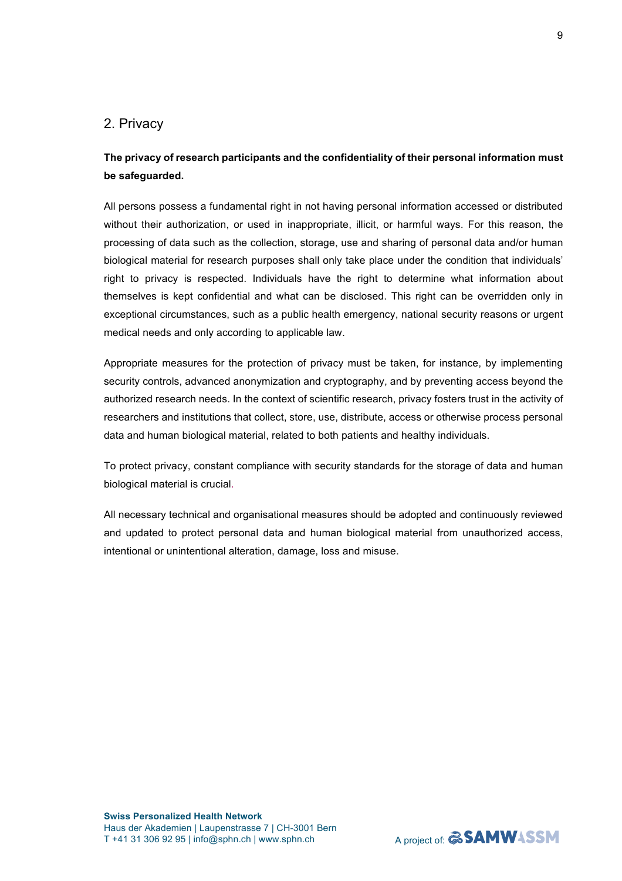## 2. Privacy

**The privacy of research participants and the confidentiality of their personal information must be safeguarded.**

All persons possess a fundamental right in not having personal information accessed or distributed without their authorization, or used in inappropriate, illicit, or harmful ways. For this reason, the processing of data such as the collection, storage, use and sharing of personal data and/or human biological material for research purposes shall only take place under the condition that individuals' right to privacy is respected. Individuals have the right to determine what information about themselves is kept confidential and what can be disclosed. This right can be overridden only in exceptional circumstances, such as a public health emergency, national security reasons or urgent medical needs and only according to applicable law.

Appropriate measures for the protection of privacy must be taken, for instance, by implementing security controls, advanced anonymization and cryptography, and by preventing access beyond the authorized research needs. In the context of scientific research, privacy fosters trust in the activity of researchers and institutions that collect, store, use, distribute, access or otherwise process personal data and human biological material, related to both patients and healthy individuals.

To protect privacy, constant compliance with security standards for the storage of data and human biological material is crucial.

All necessary technical and organisational measures should be adopted and continuously reviewed and updated to protect personal data and human biological material from unauthorized access, intentional or unintentional alteration, damage, loss and misuse.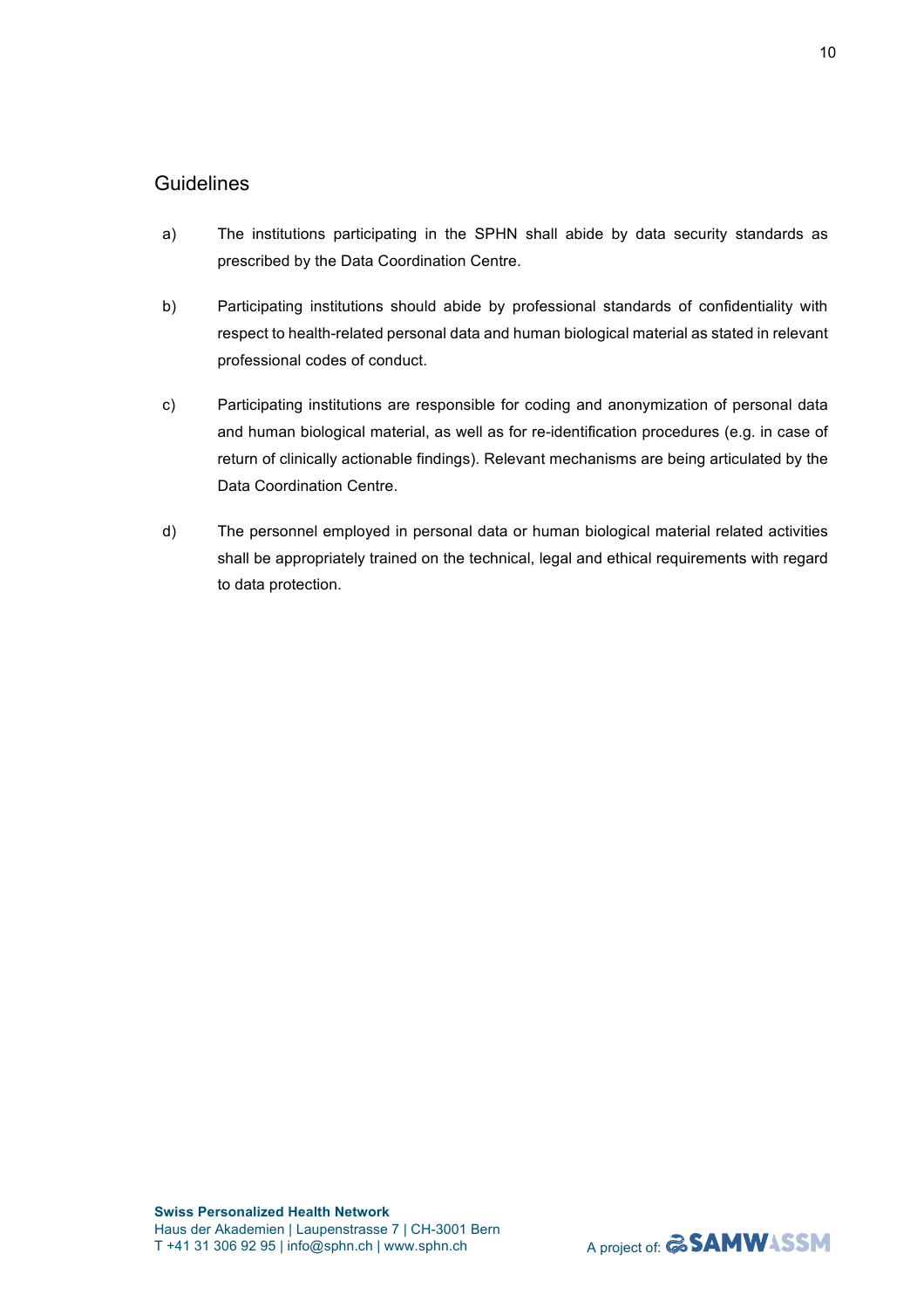## Guidelines

a) The institutions participating in the SPHN shall abide by data security standards as prescribed by the Data Coordination Centre.

b) Participating institutions should abide by professional standards of confidentiality with respect to health-related personal data and human biological material as stated in relevant professional codes of conduct.

c) Participating institutions are responsible for coding and anonymization of personal data and human biological material, as well as for re-identification procedures (e.g. in case of return of clinically actionable findings). Relevant mechanisms are being articulated by the Data Coordination Centre.

d) The personnel employed in personal data or human biological material related activities shall be appropriately trained on the technical, legal and ethical requirements with regard to data protection.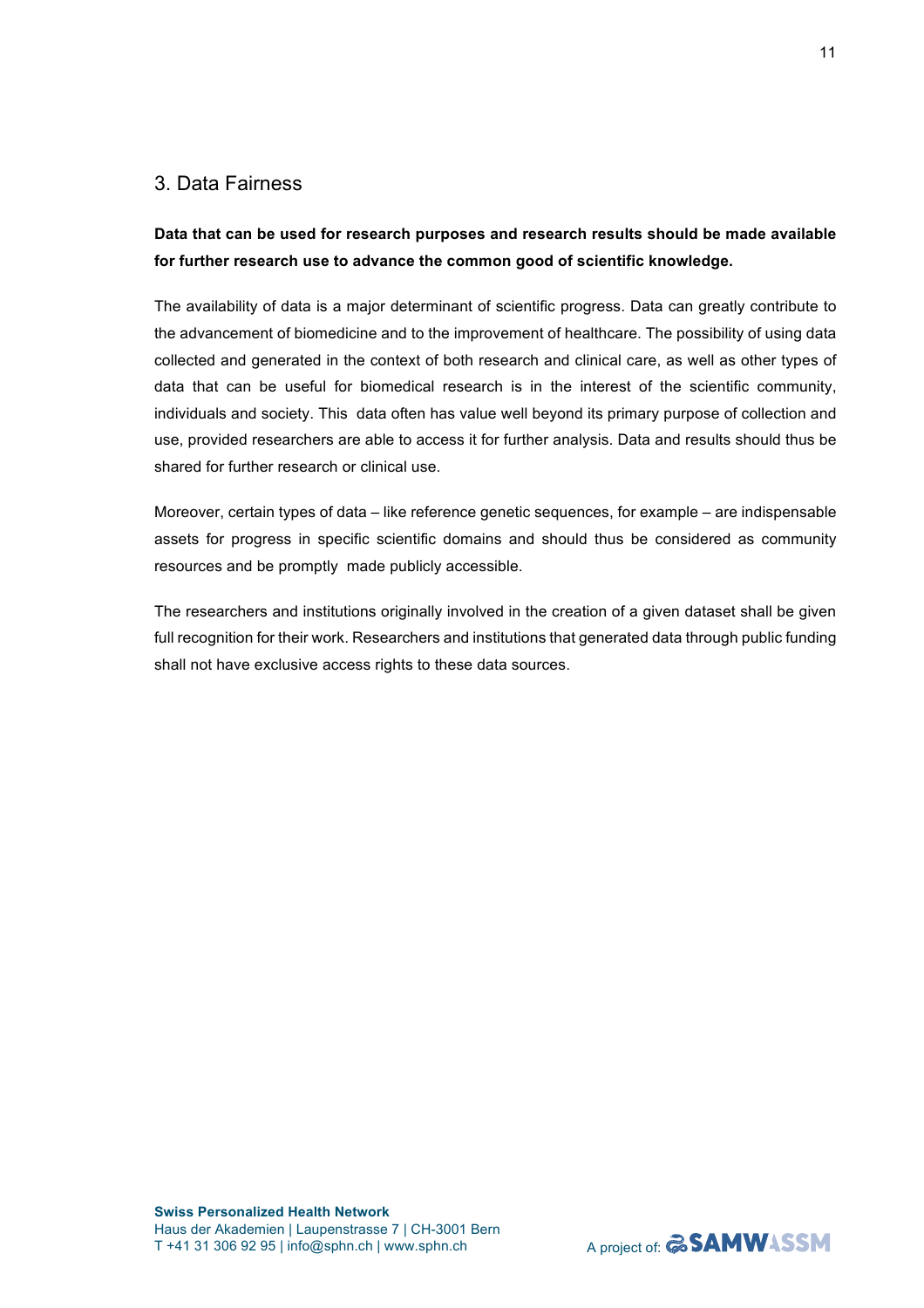## 3. Data Fairness

**Data that can be used for research purposes and research results should be made available for further research use to advance the common good of scientific knowledge.**

The availability of data is a major determinant of scientific progress. Data can greatly contribute to the advancement of biomedicine and to the improvement of healthcare. The possibility of using data collected and generated in the context of both research and clinical care, as well as other types of data that can be useful for biomedical research is in the interest of the scientific community, individuals and society. This data often has value well beyond its primary purpose of collection and use, provided researchers are able to access it for further analysis. Data and results should thus be shared for further research or clinical use.

Moreover, certain types of data – like reference genetic sequences, for example – are indispensable assets for progress in specific scientific domains and should thus be considered as community resources and be promptly made publicly accessible.

The researchers and institutions originally involved in the creation of a given dataset shall be given full recognition for their work. Researchers and institutions that generated data through public funding shall not have exclusive access rights to these data sources.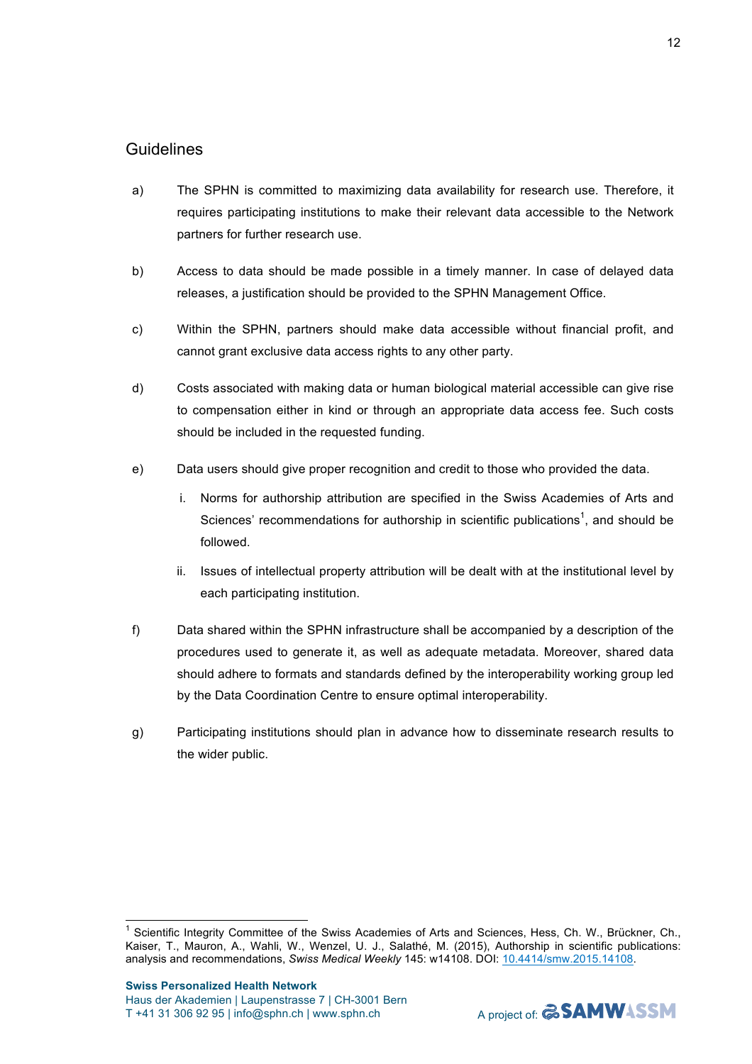## Guidelines

a) The SPHN is committed to maximizing data availability for research use. Therefore, it requires participating institutions to make their relevant data accessible to the Network partners for further research use.

b) Access to data should be made possible in a timely manner. In case of delayed data releases, a justification should be provided to the SPHN Management Office.

c) Within the SPHN, partners should make data accessible without financial profit, and cannot grant exclusive data access rights to any other party.

d) Costs associated with making data or human biological material accessible can give rise to compensation either in kind or through an appropriate data access fee. Such costs should be included in the requested funding.

e) Data users should give proper recognition and credit to those who provided the data.

   i. Norms for authorship attribution are specified in the Swiss Academies of Arts and Sciences' recommendations for authorship in scientific publications[1], and should be followed.

   ii. Issues of intellectual property attribution will be dealt with at the institutional level by each participating institution.

f) Data shared within the SPHN infrastructure shall be accompanied by a description of the procedures used to generate it, as well as adequate metadata. Moreover, shared data should adhere to formats and standards defined by the interoperability working group led by the Data Coordination Centre to ensure optimal interoperability.

g) Participating institutions should plan in advance how to disseminate research results to the wider public.

---

[1] Scientific Integrity Committee of the Swiss Academies of Arts and Sciences, Hess, Ch. W., Brückner, Ch., Kaiser, T., Mauron, A., Wahli, W., Wenzel, U. J., Salathé, M. (2015), Authorship in scientific publications: analysis and recommendations, *Swiss Medical Weekly* 145: w14108. DOI: 10.4414/smw.2015.14108.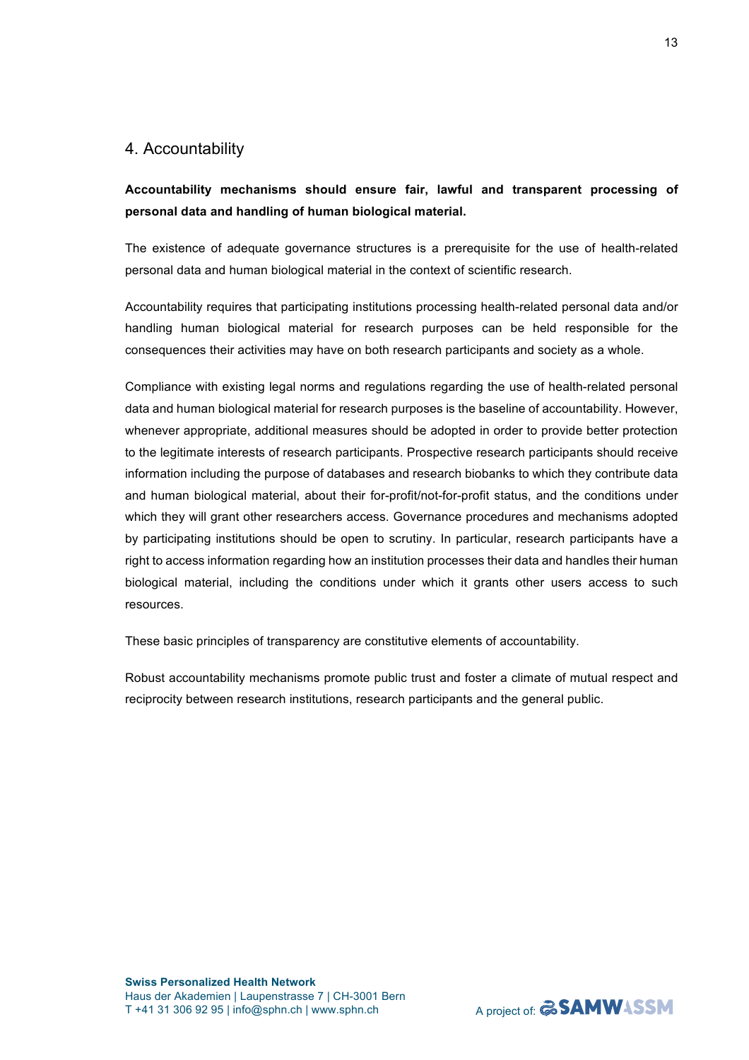## 4. Accountability

**Accountability mechanisms should ensure fair, lawful and transparent processing of personal data and handling of human biological material.**

The existence of adequate governance structures is a prerequisite for the use of health-related personal data and human biological material in the context of scientific research.

Accountability requires that participating institutions processing health-related personal data and/or handling human biological material for research purposes can be held responsible for the consequences their activities may have on both research participants and society as a whole.

Compliance with existing legal norms and regulations regarding the use of health-related personal data and human biological material for research purposes is the baseline of accountability. However, whenever appropriate, additional measures should be adopted in order to provide better protection to the legitimate interests of research participants. Prospective research participants should receive information including the purpose of databases and research biobanks to which they contribute data and human biological material, about their for-profit/not-for-profit status, and the conditions under which they will grant other researchers access. Governance procedures and mechanisms adopted by participating institutions should be open to scrutiny. In particular, research participants have a right to access information regarding how an institution processes their data and handles their human biological material, including the conditions under which it grants other users access to such resources.

These basic principles of transparency are constitutive elements of accountability.

Robust accountability mechanisms promote public trust and foster a climate of mutual respect and reciprocity between research institutions, research participants and the general public.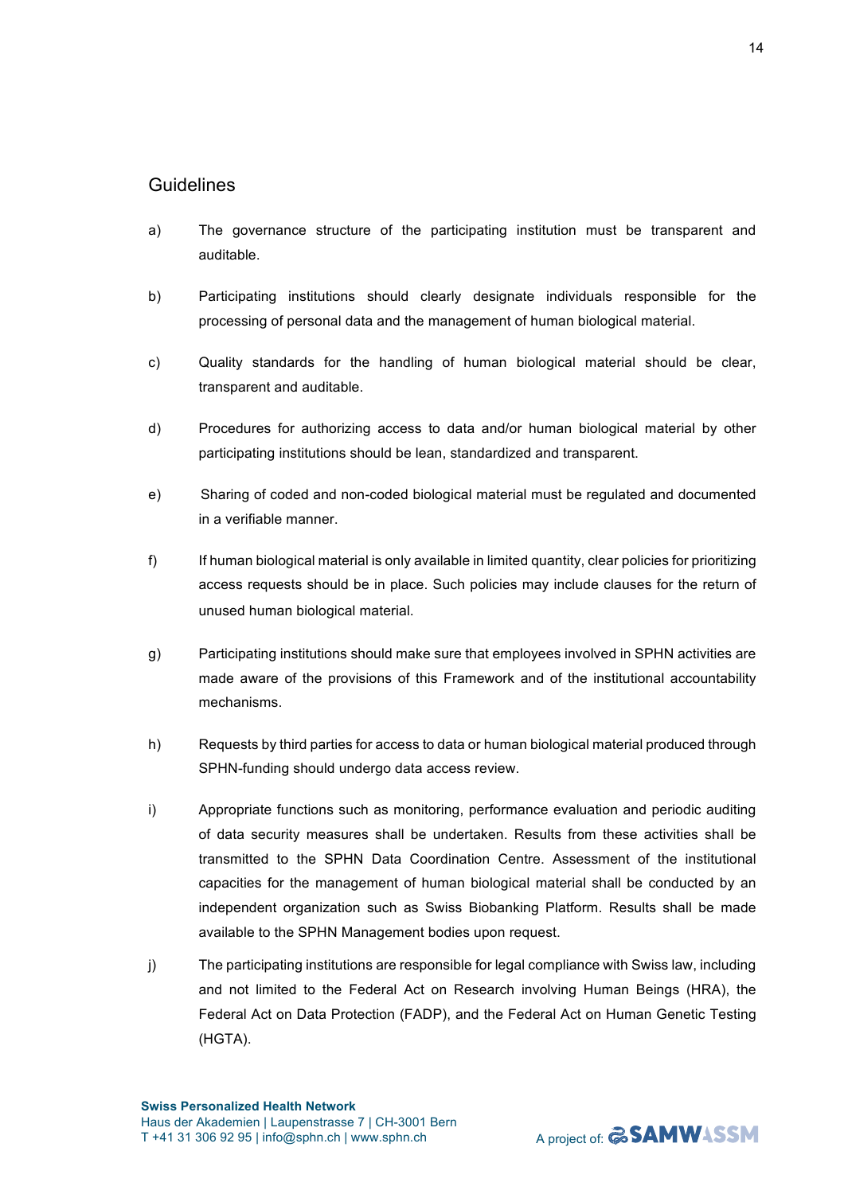## Guidelines

a) The governance structure of the participating institution must be transparent and auditable.

b) Participating institutions should clearly designate individuals responsible for the processing of personal data and the management of human biological material.

c) Quality standards for the handling of human biological material should be clear, transparent and auditable.

d) Procedures for authorizing access to data and/or human biological material by other participating institutions should be lean, standardized and transparent.

e) Sharing of coded and non-coded biological material must be regulated and documented in a verifiable manner.

f) If human biological material is only available in limited quantity, clear policies for prioritizing access requests should be in place. Such policies may include clauses for the return of unused human biological material.

g) Participating institutions should make sure that employees involved in SPHN activities are made aware of the provisions of this Framework and of the institutional accountability mechanisms.

h) Requests by third parties for access to data or human biological material produced through SPHN-funding should undergo data access review.

i) Appropriate functions such as monitoring, performance evaluation and periodic auditing of data security measures shall be undertaken. Results from these activities shall be transmitted to the SPHN Data Coordination Centre. Assessment of the institutional capacities for the management of human biological material shall be conducted by an independent organization such as Swiss Biobanking Platform. Results shall be made available to the SPHN Management bodies upon request.

j) The participating institutions are responsible for legal compliance with Swiss law, including and not limited to the Federal Act on Research involving Human Beings (HRA), the Federal Act on Data Protection (FADP), and the Federal Act on Human Genetic Testing (HGTA).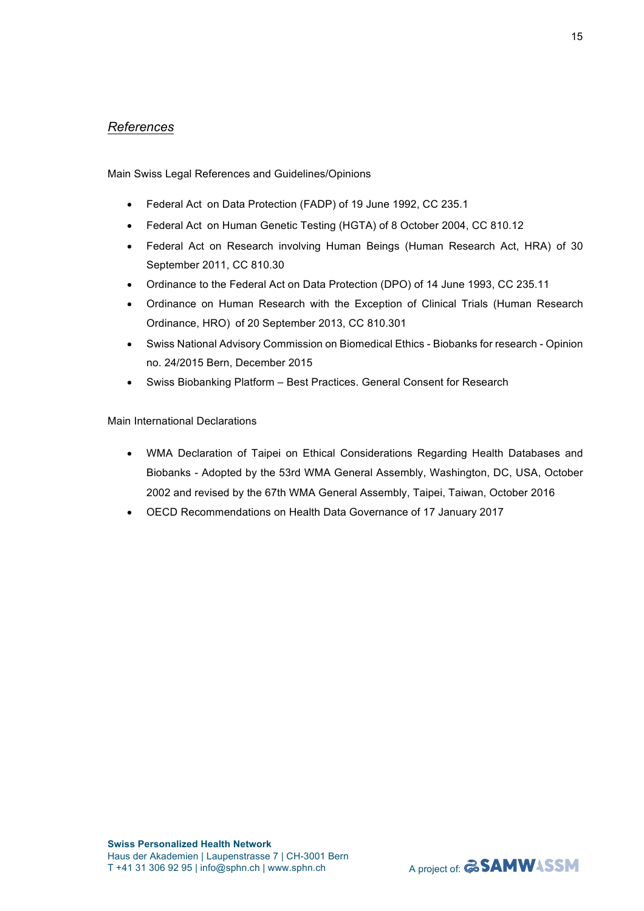## *References*

Main Swiss Legal References and Guidelines/Opinions

- Federal Act on Data Protection (FADP) of 19 June 1992, CC 235.1
- Federal Act on Human Genetic Testing (HGTA) of 8 October 2004, CC 810.12
- Federal Act on Research involving Human Beings (Human Research Act, HRA) of 30 September 2011, CC 810.30
- Ordinance to the Federal Act on Data Protection (DPO) of 14 June 1993, CC 235.11
- Ordinance on Human Research with the Exception of Clinical Trials (Human Research Ordinance, HRO) of 20 September 2013, CC 810.301
- Swiss National Advisory Commission on Biomedical Ethics - Biobanks for research - Opinion no. 24/2015 Bern, December 2015
- Swiss Biobanking Platform – Best Practices. General Consent for Research

Main International Declarations

- WMA Declaration of Taipei on Ethical Considerations Regarding Health Databases and Biobanks - Adopted by the 53rd WMA General Assembly, Washington, DC, USA, October 2002 and revised by the 67th WMA General Assembly, Taipei, Taiwan, October 2016
- OECD Recommendations on Health Data Governance of 17 January 2017